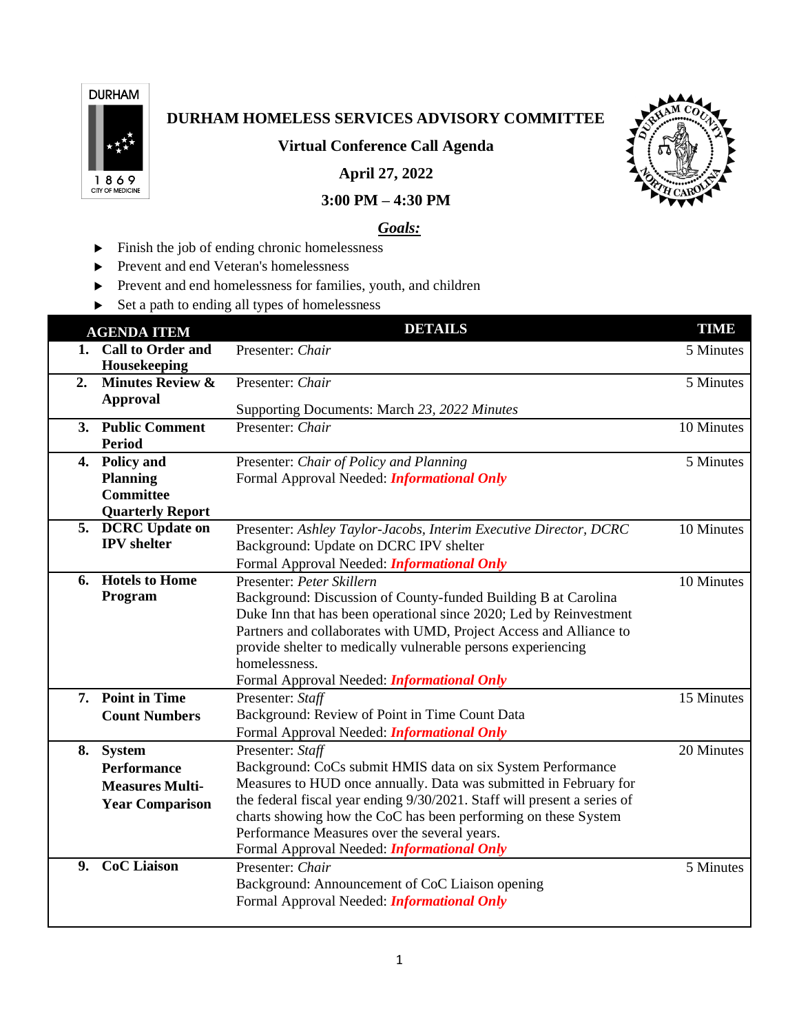# DURHAM HOMELESS SERVICES ADVISORY COMMITTEE

**Virtual Conference Call Agenda**

**April 27, 2022**

**3:00 PM – 4:30 PM**

***Goals:***

- Finish the job of ending chronic homelessness
- Prevent and end Veteran's homelessness
- Prevent and end homelessness for families, youth, and children
- Set a path to ending all types of homelessness

| AGENDA ITEM | DETAILS | TIME |
|---|---|---|
| **1. Call to Order and Housekeeping** | Presenter: *Chair* | 5 Minutes |
| **2. Minutes Review & Approval** | Presenter: *Chair*<br><br>Supporting Documents: March *23, 2022 Minutes* | 5 Minutes |
| **3. Public Comment Period** | Presenter: *Chair* | 10 Minutes |
| **4. Policy and Planning Committee Quarterly Report** | Presenter: *Chair of Policy and Planning*<br>Formal Approval Needed: ***Informational Only*** | 5 Minutes |
| **5. DCRC Update on IPV shelter** | Presenter: *Ashley Taylor-Jacobs, Interim Executive Director, DCRC*<br>Background: Update on DCRC IPV shelter<br>Formal Approval Needed: ***Informational Only*** | 10 Minutes |
| **6. Hotels to Home Program** | Presenter: *Peter Skillern*<br>Background: Discussion of County-funded Building B at Carolina Duke Inn that has been operational since 2020; Led by Reinvestment Partners and collaborates with UMD, Project Access and Alliance to provide shelter to medically vulnerable persons experiencing homelessness.<br>Formal Approval Needed: ***Informational Only*** | 10 Minutes |
| **7. Point in Time Count Numbers** | Presenter: *Staff*<br>Background: Review of Point in Time Count Data<br>Formal Approval Needed: ***Informational Only*** | 15 Minutes |
| **8. System Performance Measures Multi-Year Comparison** | Presenter: *Staff*<br>Background: CoCs submit HMIS data on six System Performance Measures to HUD once annually. Data was submitted in February for the federal fiscal year ending 9/30/2021. Staff will present a series of charts showing how the CoC has been performing on these System Performance Measures over the several years.<br>Formal Approval Needed: ***Informational Only*** | 20 Minutes |
| **9. CoC Liaison** | Presenter: *Chair*<br>Background: Announcement of CoC Liaison opening<br>Formal Approval Needed: ***Informational Only*** | 5 Minutes |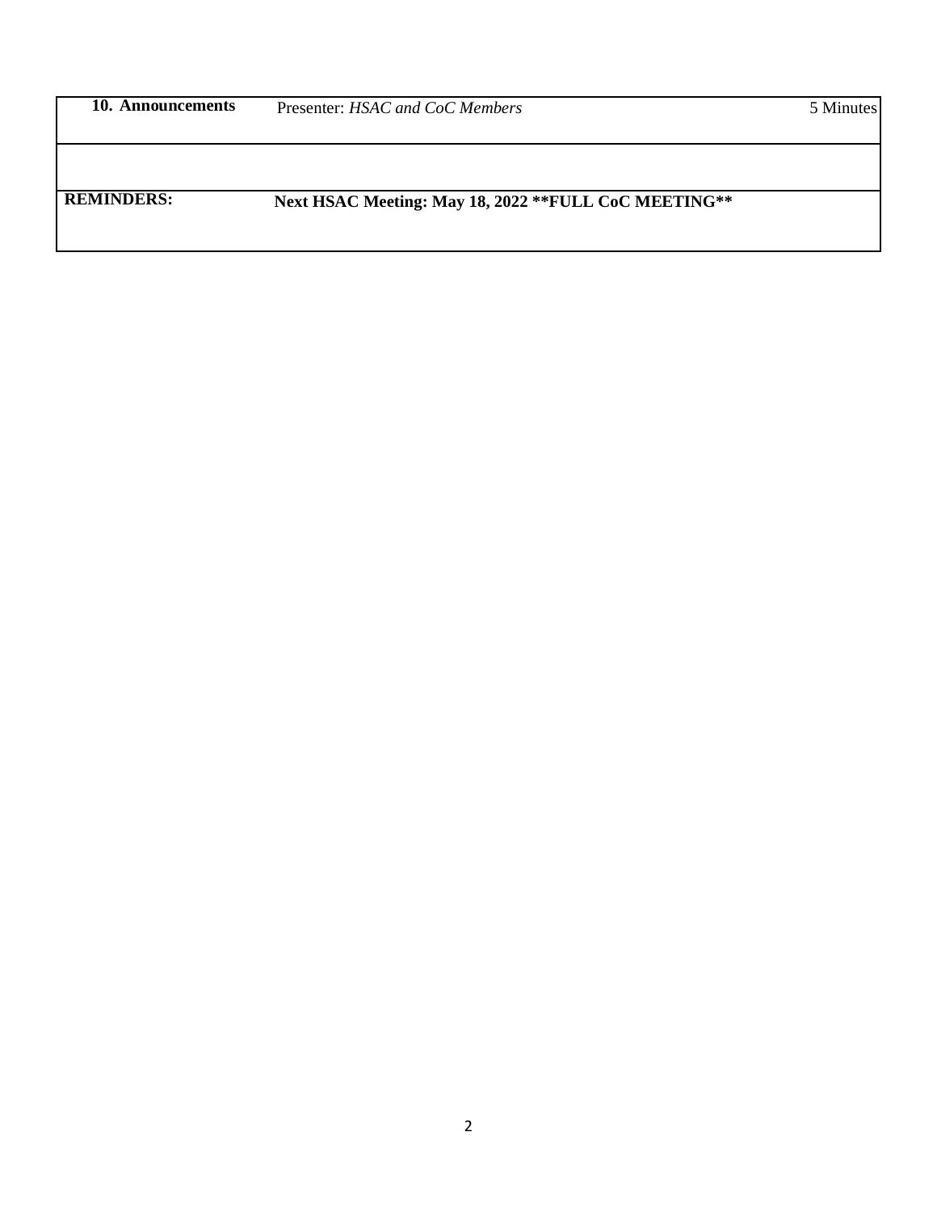| | | |
|---|---|---|
| **10. Announcements** | Presenter: *HSAC and CoC Members* | 5 Minutes |
| | | |
| **REMINDERS:** | **Next HSAC Meeting: May 18, 2022 **FULL CoC MEETING**** | |